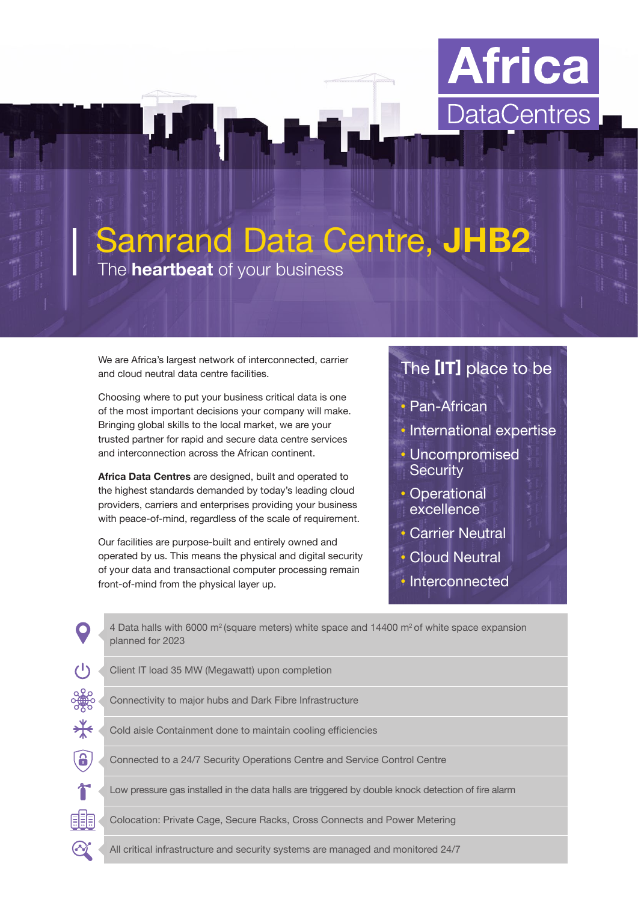Africa DataCentres

# Samrand Data Centre, **JHB2**

The **heartbeat** of your business

We are Africa's largest network of interconnected, carrier and cloud neutral data centre facilities.

Choosing where to put your business critical data is one of the most important decisions your company will make. Bringing global skills to the local market, we are your trusted partner for rapid and secure data centre services and interconnection across the African continent.

**Africa Data Centres** are designed, built and operated to the highest standards demanded by today's leading cloud providers, carriers and enterprises providing your business with peace-of-mind, regardless of the scale of requirement.

Our facilities are purpose-built and entirely owned and operated by us. This means the physical and digital security of your data and transactional computer processing remain front-of-mind from the physical layer up.

## The **[IT]** place to be

- Pan-African
- International expertise
- Uncompromised Security
- Operational excellence
- Carrier Neutral
- Cloud Neutral
- Interconnected

- 4 Data halls with 6000 $m^2$ (square meters) white space and 14400 $m^2$ of white space expansion planned for 2023
- Client IT load 35 MW (Megawatt) upon completion
- Connectivity to major hubs and Dark Fibre Infrastructure
- Cold aisle Containment done to maintain cooling efficiencies
- Connected to a 24/7 Security Operations Centre and Service Control Centre
- Low pressure gas installed in the data halls are triggered by double knock detection of fire alarm
- Colocation: Private Cage, Secure Racks, Cross Connects and Power Metering
- All critical infrastructure and security systems are managed and monitored 24/7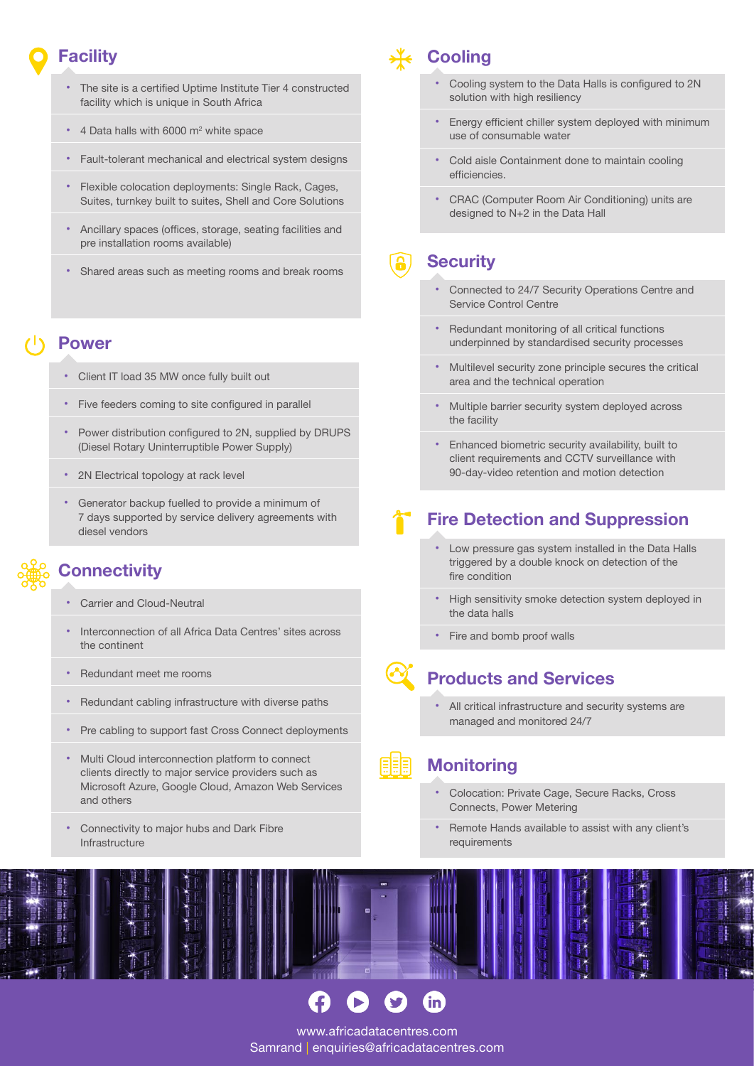## Facility

- The site is a certified Uptime Institute Tier 4 constructed facility which is unique in South Africa
- 4 Data halls with 6000 m² white space
- Fault-tolerant mechanical and electrical system designs
- Flexible colocation deployments: Single Rack, Cages, Suites, turnkey built to suites, Shell and Core Solutions
- Ancillary spaces (offices, storage, seating facilities and pre installation rooms available)
- Shared areas such as meeting rooms and break rooms

## Power

- Client IT load 35 MW once fully built out
- Five feeders coming to site configured in parallel
- Power distribution configured to 2N, supplied by DRUPS (Diesel Rotary Uninterruptible Power Supply)
- 2N Electrical topology at rack level
- Generator backup fuelled to provide a minimum of 7 days supported by service delivery agreements with diesel vendors

## Connectivity

- Carrier and Cloud-Neutral
- Interconnection of all Africa Data Centres' sites across the continent
- Redundant meet me rooms
- Redundant cabling infrastructure with diverse paths
- Pre cabling to support fast Cross Connect deployments
- Multi Cloud interconnection platform to connect clients directly to major service providers such as Microsoft Azure, Google Cloud, Amazon Web Services and others
- Connectivity to major hubs and Dark Fibre Infrastructure

## Cooling

- Cooling system to the Data Halls is configured to 2N solution with high resiliency
- Energy efficient chiller system deployed with minimum use of consumable water
- Cold aisle Containment done to maintain cooling efficiencies.
- CRAC (Computer Room Air Conditioning) units are designed to N+2 in the Data Hall

## Security

- Connected to 24/7 Security Operations Centre and Service Control Centre
- Redundant monitoring of all critical functions underpinned by standardised security processes
- Multilevel security zone principle secures the critical area and the technical operation
- Multiple barrier security system deployed across the facility
- Enhanced biometric security availability, built to client requirements and CCTV surveillance with 90-day-video retention and motion detection

## Fire Detection and Suppression

- Low pressure gas system installed in the Data Halls triggered by a double knock on detection of the fire condition
- High sensitivity smoke detection system deployed in the data halls
- Fire and bomb proof walls

## Products and Services

- All critical infrastructure and security systems are managed and monitored 24/7

## Monitoring

- Colocation: Private Cage, Secure Racks, Cross Connects, Power Metering
- Remote Hands available to assist with any client's requirements

www.africadatacentres.com

Samrand | enquiries@africadatacentres.com